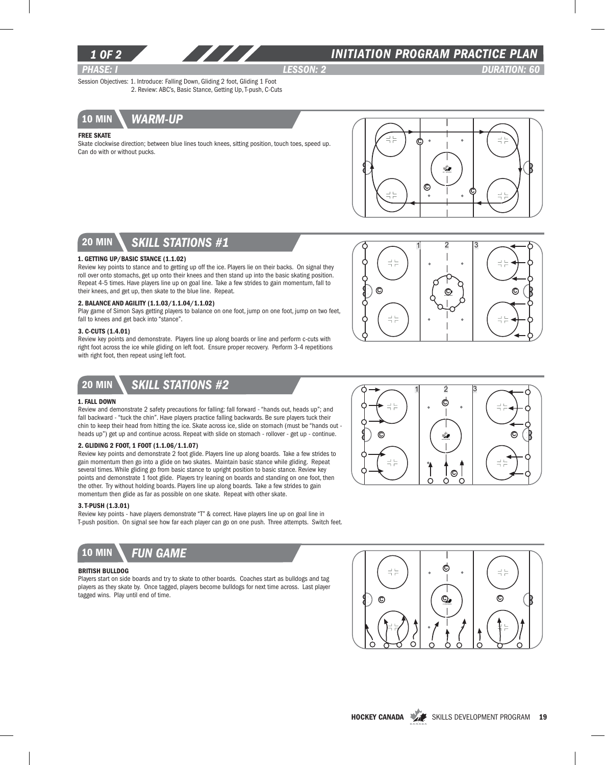# INITIATION PROGRAM PRACTICE PLAN

*PHASE: I* | *LESSON: 2* | *DURATION: 60*

Session Objectives: 1. Introduce: Falling Down, Gliding 2 foot, Gliding 1 Foot
2. Review: ABC's, Basic Stance, Getting Up, T-push, C-Cuts

## 10 MIN — WARM-UP

**FREE SKATE**

Skate clockwise direction; between blue lines touch knees, sitting position, touch toes, speed up. Can do with or without pucks.

## 20 MIN — SKILL STATIONS #1

**1. GETTING UP/BASIC STANCE (1.1.02)**

Review key points to stance and to getting up off the ice. Players lie on their backs. On signal they roll over onto stomachs, get up onto their knees and then stand up into the basic skating position. Repeat 4-5 times. Have players line up on goal line. Take a few strides to gain momentum, fall to their knees, and get up, then skate to the blue line. Repeat.

**2. BALANCE AND AGILITY (1.1.03/1.1.04/1.1.02)**

Play game of Simon Says getting players to balance on one foot, jump on one foot, jump on two feet, fall to knees and get back into "stance".

**3. C-CUTS (1.4.01)**

Review key points and demonstrate. Players line up along boards or line and perform c-cuts with right foot across the ice while gliding on left foot. Ensure proper recovery. Perform 3-4 repetitions with right foot, then repeat using left foot.

## 20 MIN — SKILL STATIONS #2

**1. FALL DOWN**

Review and demonstrate 2 safety precautions for falling: fall forward - "hands out, heads up"; and fall backward - "tuck the chin". Have players practice falling backwards. Be sure players tuck their chin to keep their head from hitting the ice. Skate across ice, slide on stomach (must be "hands out - heads up") get up and continue across. Repeat with slide on stomach - rollover - get up - continue.

**2. GLIDING 2 FOOT, 1 FOOT (1.1.06/1.1.07)**

Review key points and demonstrate 2 foot glide. Players line up along boards. Take a few strides to gain momentum then go into a glide on two skates. Maintain basic stance while gliding. Repeat several times. While gliding go from basic stance to upright position to basic stance. Review key points and demonstrate 1 foot glide. Players try leaning on boards and standing on one foot, then the other. Try without holding boards. Players line up along boards. Take a few strides to gain momentum then glide as far as possible on one skate. Repeat with other skate.

**3. T-PUSH (1.3.01)**

Review key points - have players demonstrate "T" & correct. Have players line up on goal line in T-push position. On signal see how far each player can go on one push. Three attempts. Switch feet.

## 10 MIN — FUN GAME

**BRITISH BULLDOG**

Players start on side boards and try to skate to other boards. Coaches start as bulldogs and tag players as they skate by. Once tagged, players become bulldogs for next time across. Last player tagged wins. Play until end of time.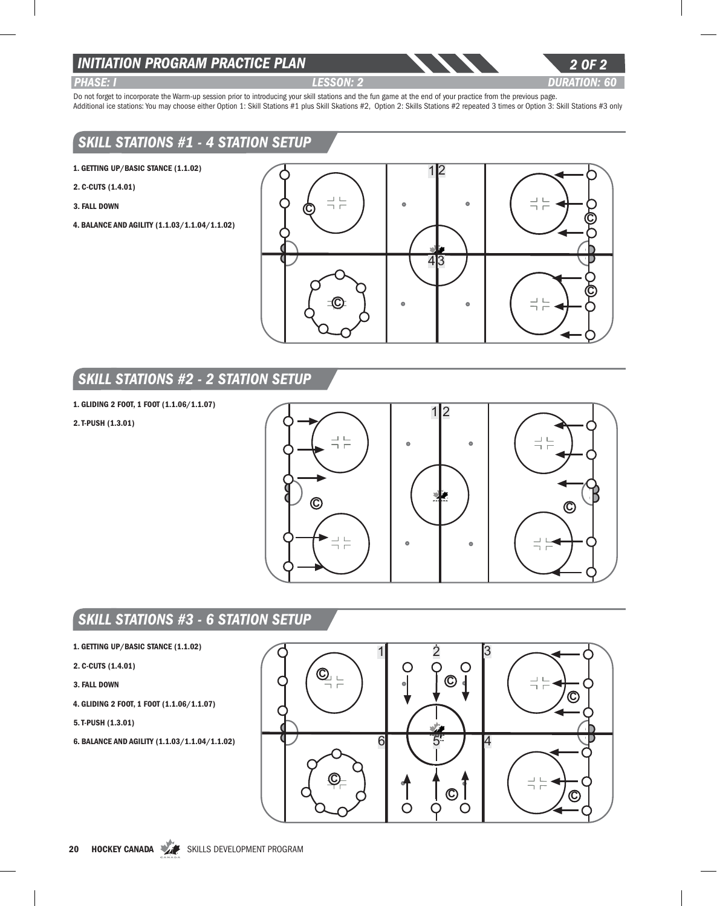# INITIATION PROGRAM PRACTICE PLAN

*PHASE: I* *LESSON: 2* *DURATION: 60*

Do not forget to incorporate the Warm-up session prior to introducing your skill stations and the fun game at the end of your practice from the previous page.
Additional ice stations: You may choose either Option 1: Skill Stations #1 plus Skill Skations #2, Option 2: Skills Stations #2 repeated 3 times or Option 3: Skill Stations #3 only

## SKILL STATIONS #1 - 4 STATION SETUP

1. GETTING UP/BASIC STANCE (1.1.02)
2. C-CUTS (1.4.01)
3. FALL DOWN
4. BALANCE AND AGILITY (1.1.03/1.1.04/1.1.02)

1 2
4 3

## SKILL STATIONS #2 - 2 STATION SETUP

1. GLIDING 2 FOOT, 1 FOOT (1.1.06/1.1.07)
2. T-PUSH (1.3.01)

1 2

## SKILL STATIONS #3 - 6 STATION SETUP

1. GETTING UP/BASIC STANCE (1.1.02)
2. C-CUTS (1.4.01)
3. FALL DOWN
4. GLIDING 2 FOOT, 1 FOOT (1.1.06/1.1.07)
5. T-PUSH (1.3.01)
6. BALANCE AND AGILITY (1.1.03/1.1.04/1.1.02)

1 2 3
6 5 4